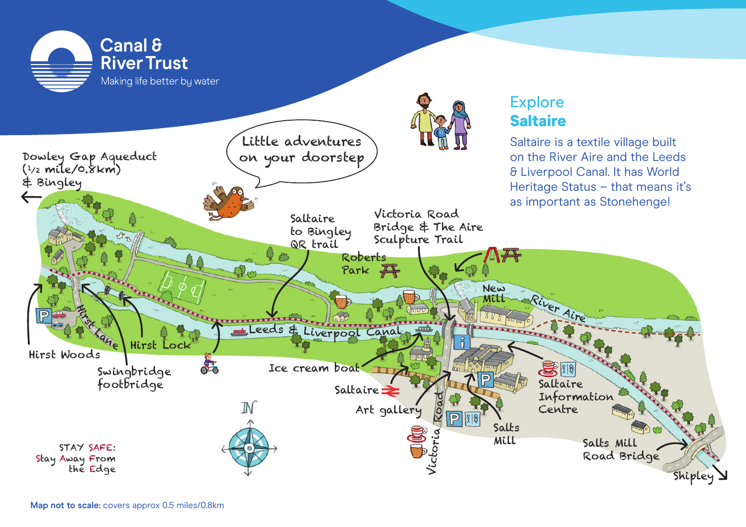Canal & River Trust

Making life better by water

# Explore Saltaire

Saltaire is a textile village built on the River Aire and the Leeds & Liverpool Canal. It has World Heritage Status – that means it's as important as Stonehenge!

Little adventures on your doorstep

Dowley Gap Aqueduct (1/2 mile/0.8km) & Bingley

Saltaire to Bingley QR trail

Victoria Road Bridge & The Aire Sculpture Trail

Roberts Park

New Mill

River Aire

Leeds & Liverpool Canal

Hirst Lane

Hirst Lock

Hirst Woods

Swingbridge footbridge

Ice cream boat

Saltaire

Art gallery

Victoria Road

Salts Mill

Saltaire Information Centre

Salts Mill Road Bridge

Shipley

N

STAY SAFE: Stay Away From the Edge

**Map not to scale:** covers approx 0.5 miles/0.8km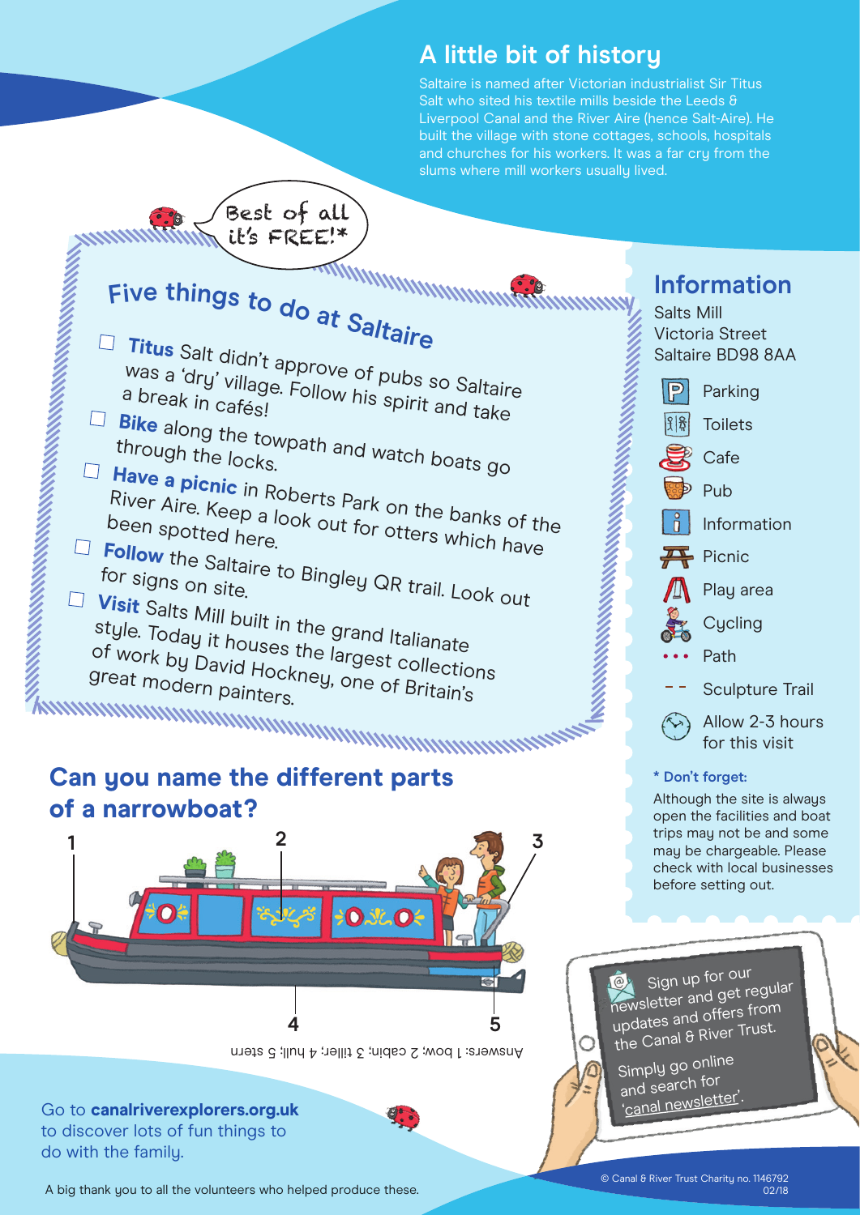## A little bit of history

Saltaire is named after Victorian industrialist Sir Titus Salt who sited his textile mills beside the Leeds & Liverpool Canal and the River Aire (hence Salt-Aire). He built the village with stone cottages, schools, hospitals and churches for his workers. It was a far cry from the slums where mill workers usually lived.

Best of all it's FREE!*

## Five things to do at Saltaire

- ☐ **Titus** Salt didn't approve of pubs so Saltaire was a 'dry' village. Follow his spirit and take a break in cafés!
- ☐ **Bike** along the towpath and watch boats go through the locks.
- ☐ **Have a picnic** in Roberts Park on the banks of the River Aire. Keep a look out for otters which have been spotted here.
- ☐ **Follow** the Saltaire to Bingley QR trail. Look out for signs on site.
- ☐ **Visit** Salts Mill built in the grand Italianate style. Today it houses the largest collections of work by David Hockney, one of Britain's great modern painters.

## Information

Salts Mill
Victoria Street
Saltaire BD98 8AA

- Parking
- Toilets
- Cafe
- Pub
- Information
- Picnic
- Play area
- Cycling
- Path
- Sculpture Trail
- Allow 2-3 hours for this visit

**\* Don't forget:**

Although the site is always open the facilities and boat trips may not be and some may be chargeable. Please check with local businesses before setting out.

## Can you name the different parts of a narrowboat?

1 2 3 4 5

Answers: 1 bow; 2 cabin; 3 tiller; 4 hull; 5 stern

Sign up for our newsletter and get regular updates and offers from the Canal & River Trust.

Simply go online and search for 'canal newsletter'.

Go to **canalriverexplorers.org.uk** to discover lots of fun things to do with the family.

A big thank you to all the volunteers who helped produce these.

© Canal & River Trust Charity no. 1146792
02/18